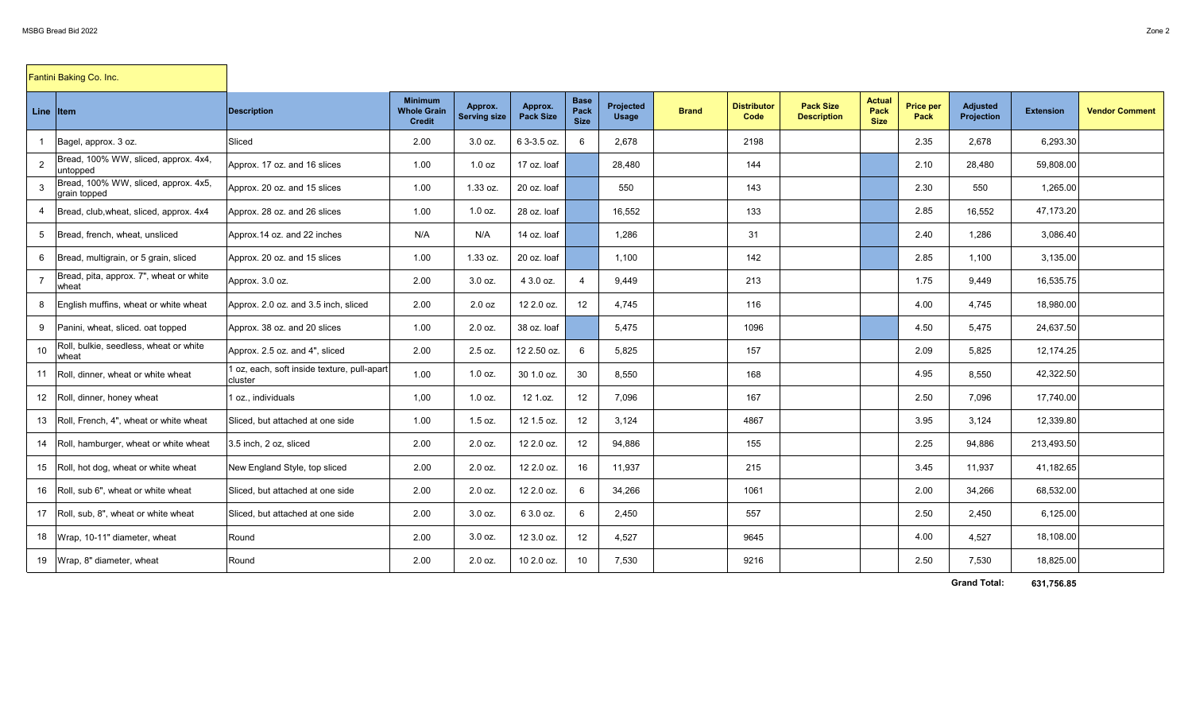Fantini Baking Co. Inc.

| Line | Item | Description | Minimum Whole Grain Credit | Approx. Serving size | Approx. Pack Size | Base Pack Size | Projected Usage | Brand | Distributor Code | Pack Size Description | Actual Pack Size | Price per Pack | Adjusted Projection | Extension | Vendor Comment |
|---|---|---|---|---|---|---|---|---|---|---|---|---|---|---|---|
| 1 | Bagel, approx. 3 oz. | Sliced | 2.00 | 3.0 oz. | 6 3-3.5 oz. | 6 | 2,678 | | 2198 | | | 2.35 | 2,678 | 6,293.30 | |
| 2 | Bread, 100% WW, sliced, approx. 4x4, untopped | Approx. 17 oz. and 16 slices | 1.00 | 1.0 oz | 17 oz. loaf | | 28,480 | | 144 | | | 2.10 | 28,480 | 59,808.00 | |
| 3 | Bread, 100% WW, sliced, approx. 4x5, grain topped | Approx. 20 oz. and 15 slices | 1.00 | 1.33 oz. | 20 oz. loaf | | 550 | | 143 | | | 2.30 | 550 | 1,265.00 | |
| 4 | Bread, club,wheat, sliced, approx. 4x4 | Approx. 28 oz. and 26 slices | 1.00 | 1.0 oz. | 28 oz. loaf | | 16,552 | | 133 | | | 2.85 | 16,552 | 47,173.20 | |
| 5 | Bread, french, wheat, unsliced | Approx.14 oz. and 22 inches | N/A | N/A | 14 oz. loaf | | 1,286 | | 31 | | | 2.40 | 1,286 | 3,086.40 | |
| 6 | Bread, multigrain, or 5 grain, sliced | Approx. 20 oz. and 15 slices | 1.00 | 1.33 oz. | 20 oz. loaf | | 1,100 | | 142 | | | 2.85 | 1,100 | 3,135.00 | |
| 7 | Bread, pita, approx. 7", wheat or white wheat | Approx. 3.0 oz. | 2.00 | 3.0 oz. | 4 3.0 oz. | 4 | 9,449 | | 213 | | | 1.75 | 9,449 | 16,535.75 | |
| 8 | English muffins, wheat or white wheat | Approx. 2.0 oz. and 3.5 inch, sliced | 2.00 | 2.0 oz | 12 2.0 oz. | 12 | 4,745 | | 116 | | | 4.00 | 4,745 | 18,980.00 | |
| 9 | Panini, wheat, sliced. oat topped | Approx. 38 oz. and 20 slices | 1.00 | 2.0 oz. | 38 oz. loaf | | 5,475 | | 1096 | | | 4.50 | 5,475 | 24,637.50 | |
| 10 | Roll, bulkie, seedless, wheat or white wheat | Approx. 2.5 oz. and 4", sliced | 2.00 | 2.5 oz. | 12 2.50 oz. | 6 | 5,825 | | 157 | | | 2.09 | 5,825 | 12,174.25 | |
| 11 | Roll, dinner, wheat or white wheat | 1 oz, each, soft inside texture, pull-apart cluster | 1.00 | 1.0 oz. | 30 1.0 oz. | 30 | 8,550 | | 168 | | | 4.95 | 8,550 | 42,322.50 | |
| 12 | Roll, dinner, honey wheat | 1 oz., individuals | 1,00 | 1.0 oz. | 12 1.oz. | 12 | 7,096 | | 167 | | | 2.50 | 7,096 | 17,740.00 | |
| 13 | Roll, French, 4", wheat or white wheat | Sliced, but attached at one side | 1.00 | 1.5 oz. | 12 1.5 oz. | 12 | 3,124 | | 4867 | | | 3.95 | 3,124 | 12,339.80 | |
| 14 | Roll, hamburger, wheat or white wheat | 3.5 inch, 2 oz, sliced | 2.00 | 2.0 oz. | 12 2.0 oz. | 12 | 94,886 | | 155 | | | 2.25 | 94,886 | 213,493.50 | |
| 15 | Roll, hot dog, wheat or white wheat | New England Style, top sliced | 2.00 | 2.0 oz. | 12 2.0 oz. | 16 | 11,937 | | 215 | | | 3.45 | 11,937 | 41,182.65 | |
| 16 | Roll, sub 6", wheat or white wheat | Sliced, but attached at one side | 2.00 | 2.0 oz. | 12 2.0 oz. | 6 | 34,266 | | 1061 | | | 2.00 | 34,266 | 68,532.00 | |
| 17 | Roll, sub, 8", wheat or white wheat | Sliced, but attached at one side | 2.00 | 3.0 oz. | 6 3.0 oz. | 6 | 2,450 | | 557 | | | 2.50 | 2,450 | 6,125.00 | |
| 18 | Wrap, 10-11" diameter, wheat | Round | 2.00 | 3.0 oz. | 12 3.0 oz. | 12 | 4,527 | | 9645 | | | 4.00 | 4,527 | 18,108.00 | |
| 19 | Wrap, 8" diameter, wheat | Round | 2.00 | 2.0 oz. | 10 2.0 oz. | 10 | 7,530 | | 9216 | | | 2.50 | 7,530 | 18,825.00 | |
| | | | | | | | | | | | | | **Grand Total:** | **631,756.85** | |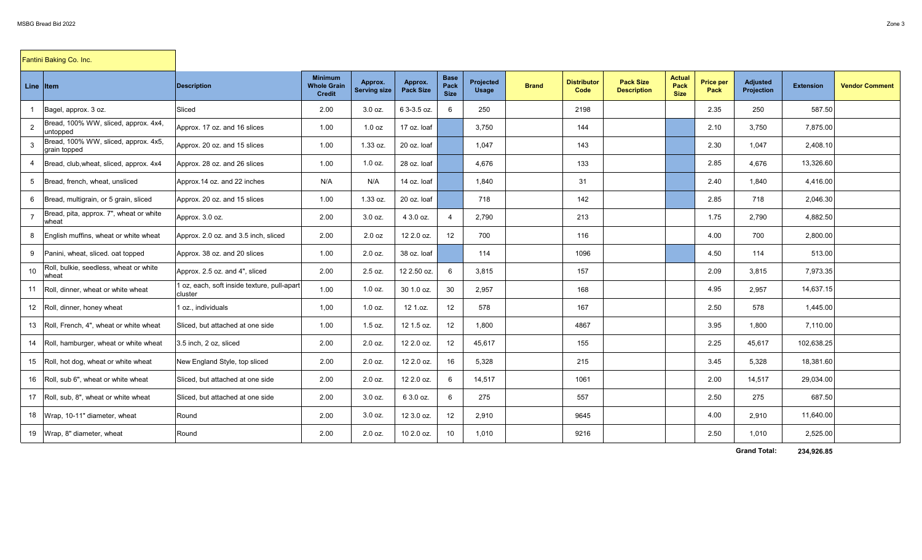Fantini Baking Co. Inc.

| Line | Item | Description | Minimum Whole Grain Credit | Approx. Serving size | Approx. Pack Size | Base Pack Size | Projected Usage | Brand | Distributor Code | Pack Size Description | Actual Pack Size | Price per Pack | Adjusted Projection | Extension | Vendor Comment |
|---|---|---|---|---|---|---|---|---|---|---|---|---|---|---|---|
| 1 | Bagel, approx. 3 oz. | Sliced | 2.00 | 3.0 oz. | 6 3-3.5 oz. | 6 | 250 | | 2198 | | | 2.35 | 250 | 587.50 | |
| 2 | Bread, 100% WW, sliced, approx. 4x4, untopped | Approx. 17 oz. and 16 slices | 1.00 | 1.0 oz | 17 oz. loaf | | 3,750 | | 144 | | | 2.10 | 3,750 | 7,875.00 | |
| 3 | Bread, 100% WW, sliced, approx. 4x5, grain topped | Approx. 20 oz. and 15 slices | 1.00 | 1.33 oz. | 20 oz. loaf | | 1,047 | | 143 | | | 2.30 | 1,047 | 2,408.10 | |
| 4 | Bread, club,wheat, sliced, approx. 4x4 | Approx. 28 oz. and 26 slices | 1.00 | 1.0 oz. | 28 oz. loaf | | 4,676 | | 133 | | | 2.85 | 4,676 | 13,326.60 | |
| 5 | Bread, french, wheat, unsliced | Approx.14 oz. and 22 inches | N/A | N/A | 14 oz. loaf | | 1,840 | | 31 | | | 2.40 | 1,840 | 4,416.00 | |
| 6 | Bread, multigrain, or 5 grain, sliced | Approx. 20 oz. and 15 slices | 1.00 | 1.33 oz. | 20 oz. loaf | | 718 | | 142 | | | 2.85 | 718 | 2,046.30 | |
| 7 | Bread, pita, approx. 7", wheat or white wheat | Approx. 3.0 oz. | 2.00 | 3.0 oz. | 4 3.0 oz. | 4 | 2,790 | | 213 | | | 1.75 | 2,790 | 4,882.50 | |
| 8 | English muffins, wheat or white wheat | Approx. 2.0 oz. and 3.5 inch, sliced | 2.00 | 2.0 oz | 12 2.0 oz. | 12 | 700 | | 116 | | | 4.00 | 700 | 2,800.00 | |
| 9 | Panini, wheat, sliced. oat topped | Approx. 38 oz. and 20 slices | 1.00 | 2.0 oz. | 38 oz. loaf | | 114 | | 1096 | | | 4.50 | 114 | 513.00 | |
| 10 | Roll, bulkie, seedless, wheat or white wheat | Approx. 2.5 oz. and 4", sliced | 2.00 | 2.5 oz. | 12 2.50 oz. | 6 | 3,815 | | 157 | | | 2.09 | 3,815 | 7,973.35 | |
| 11 | Roll, dinner, wheat or white wheat | 1 oz, each, soft inside texture, pull-apart cluster | 1.00 | 1.0 oz. | 30 1.0 oz. | 30 | 2,957 | | 168 | | | 4.95 | 2,957 | 14,637.15 | |
| 12 | Roll, dinner, honey wheat | 1 oz., individuals | 1,00 | 1.0 oz. | 12 1.oz. | 12 | 578 | | 167 | | | 2.50 | 578 | 1,445.00 | |
| 13 | Roll, French, 4", wheat or white wheat | Sliced, but attached at one side | 1.00 | 1.5 oz. | 12 1.5 oz. | 12 | 1,800 | | 4867 | | | 3.95 | 1,800 | 7,110.00 | |
| 14 | Roll, hamburger, wheat or white wheat | 3.5 inch, 2 oz, sliced | 2.00 | 2.0 oz. | 12 2.0 oz. | 12 | 45,617 | | 155 | | | 2.25 | 45,617 | 102,638.25 | |
| 15 | Roll, hot dog, wheat or white wheat | New England Style, top sliced | 2.00 | 2.0 oz. | 12 2.0 oz. | 16 | 5,328 | | 215 | | | 3.45 | 5,328 | 18,381.60 | |
| 16 | Roll, sub 6", wheat or white wheat | Sliced, but attached at one side | 2.00 | 2.0 oz. | 12 2.0 oz. | 6 | 14,517 | | 1061 | | | 2.00 | 14,517 | 29,034.00 | |
| 17 | Roll, sub, 8", wheat or white wheat | Sliced, but attached at one side | 2.00 | 3.0 oz. | 6 3.0 oz. | 6 | 275 | | 557 | | | 2.50 | 275 | 687.50 | |
| 18 | Wrap, 10-11" diameter, wheat | Round | 2.00 | 3.0 oz. | 12 3.0 oz. | 12 | 2,910 | | 9645 | | | 4.00 | 2,910 | 11,640.00 | |
| 19 | Wrap, 8" diameter, wheat | Round | 2.00 | 2.0 oz. | 10 2.0 oz. | 10 | 1,010 | | 9216 | | | 2.50 | 1,010 | 2,525.00 | |
| | | | | | | | | | | | | | Grand Total: | 234,926.85 | |